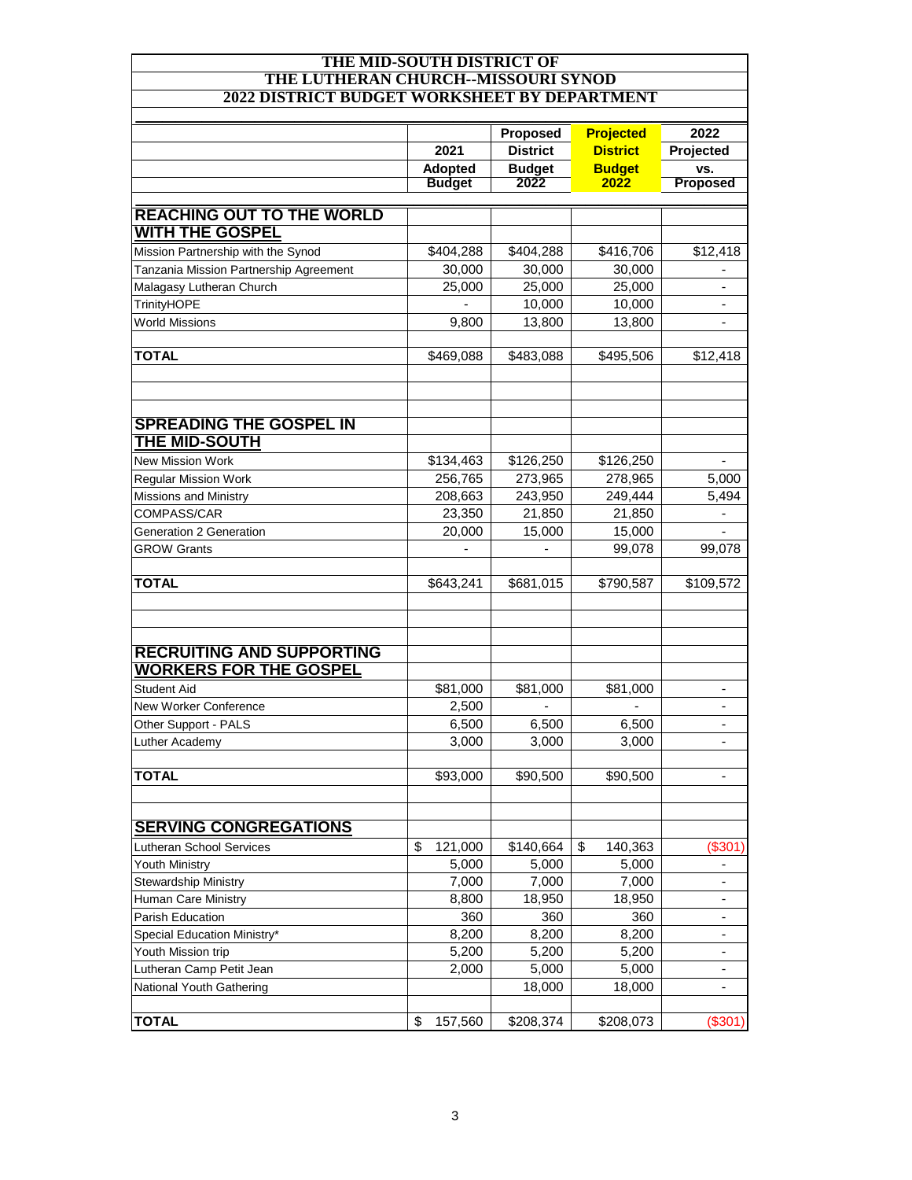# THE MID-SOUTH DISTRICT OF
# THE LUTHERAN CHURCH--MISSOURI SYNOD
## 2022 DISTRICT BUDGET WORKSHEET BY DEPARTMENT

| | 2021 Adopted Budget | Proposed District Budget 2022 | Projected District Budget 2022 | 2022 Projected vs. Proposed |
|---|---|---|---|---|
| **REACHING OUT TO THE WORLD WITH THE GOSPEL** | | | | |
| Mission Partnership with the Synod | $404,288 | $404,288 | $416,706 | $12,418 |
| Tanzania Mission Partnership Agreement | 30,000 | 30,000 | 30,000 | - |
| Malagasy Lutheran Church | 25,000 | 25,000 | 25,000 | - |
| TrinityHOPE | - | 10,000 | 10,000 | - |
| World Missions | 9,800 | 13,800 | 13,800 | - |
| **TOTAL** | $469,088 | $483,088 | $495,506 | $12,418 |
| | | | | |
| **SPREADING THE GOSPEL IN THE MID-SOUTH** | | | | |
| New Mission Work | $134,463 | $126,250 | $126,250 | - |
| Regular Mission Work | 256,765 | 273,965 | 278,965 | 5,000 |
| Missions and Ministry | 208,663 | 243,950 | 249,444 | 5,494 |
| COMPASS/CAR | 23,350 | 21,850 | 21,850 | - |
| Generation 2 Generation | 20,000 | 15,000 | 15,000 | - |
| GROW Grants | - | - | 99,078 | 99,078 |
| **TOTAL** | $643,241 | $681,015 | $790,587 | $109,572 |
| | | | | |
| **RECRUITING AND SUPPORTING WORKERS FOR THE GOSPEL** | | | | |
| Student Aid | $81,000 | $81,000 | $81,000 | - |
| New Worker Conference | 2,500 | - | - | - |
| Other Support - PALS | 6,500 | 6,500 | 6,500 | - |
| Luther Academy | 3,000 | 3,000 | 3,000 | - |
| **TOTAL** | $93,000 | $90,500 | $90,500 | - |
| | | | | |
| **SERVING CONGREGATIONS** | | | | |
| Lutheran School Services | $ 121,000 | $140,664 | $ 140,363 | ($301) |
| Youth Ministry | 5,000 | 5,000 | 5,000 | - |
| Stewardship Ministry | 7,000 | 7,000 | 7,000 | - |
| Human Care Ministry | 8,800 | 18,950 | 18,950 | - |
| Parish Education | 360 | 360 | 360 | - |
| Special Education Ministry* | 8,200 | 8,200 | 8,200 | - |
| Youth Mission trip | 5,200 | 5,200 | 5,200 | - |
| Lutheran Camp Petit Jean | 2,000 | 5,000 | 5,000 | - |
| National Youth Gathering | | 18,000 | 18,000 | - |
| **TOTAL** | $ 157,560 | $208,374 | $208,073 | ($301) |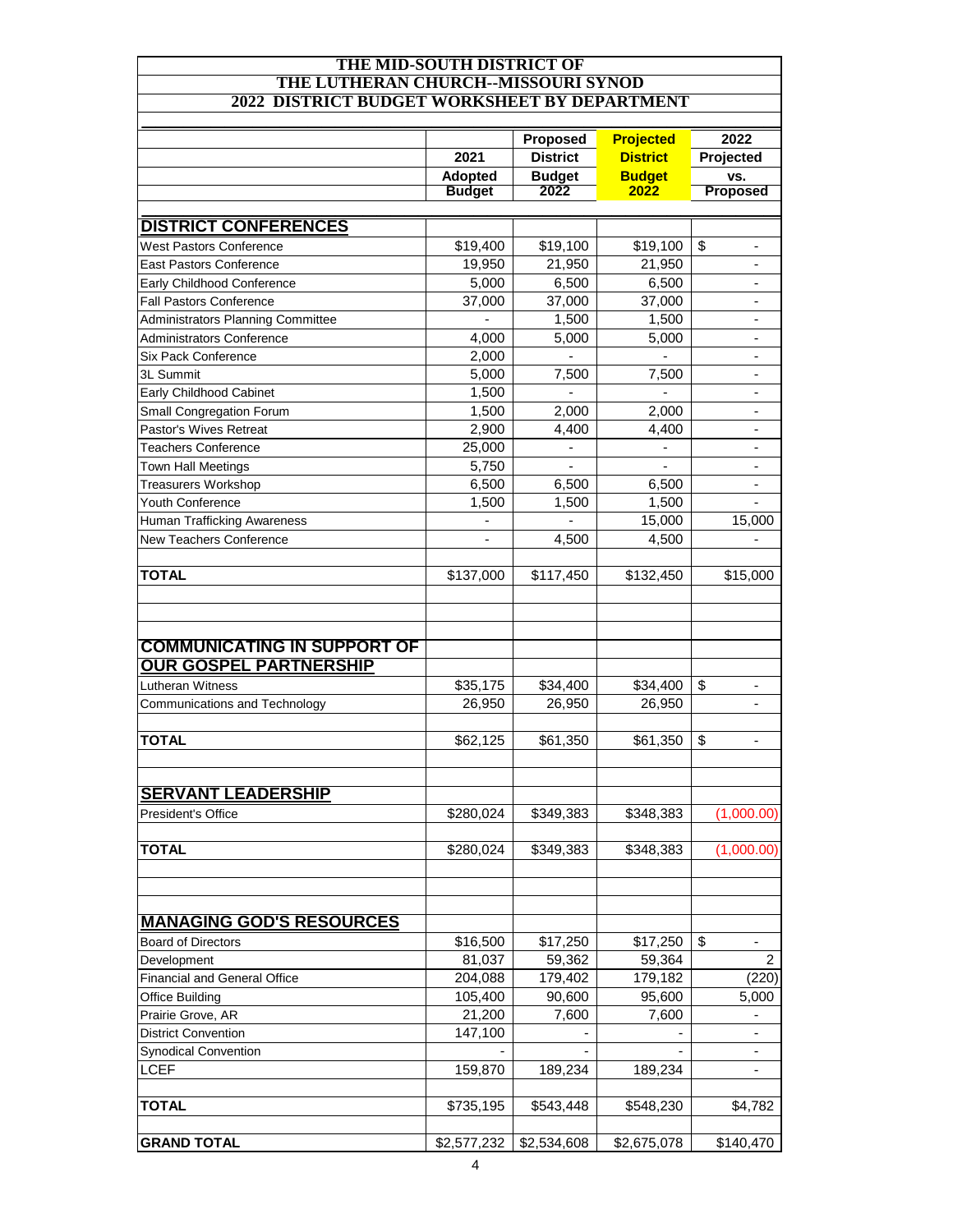# THE MID-SOUTH DISTRICT OF THE LUTHERAN CHURCH--MISSOURI SYNOD

## 2022 DISTRICT BUDGET WORKSHEET BY DEPARTMENT

| | 2021 Adopted Budget | Proposed District Budget 2022 | Projected District Budget 2022 | 2022 Projected vs. Proposed |
|---|---|---|---|---|
| **DISTRICT CONFERENCES** | | | | |
| West Pastors Conference | $19,400 | $19,100 | $19,100 | $ - |
| East Pastors Conference | 19,950 | 21,950 | 21,950 | - |
| Early Childhood Conference | 5,000 | 6,500 | 6,500 | - |
| Fall Pastors Conference | 37,000 | 37,000 | 37,000 | - |
| Administrators Planning Committee | - | 1,500 | 1,500 | - |
| Administrators Conference | 4,000 | 5,000 | 5,000 | - |
| Six Pack Conference | 2,000 | - | - | - |
| 3L Summit | 5,000 | 7,500 | 7,500 | - |
| Early Childhood Cabinet | 1,500 | - | - | - |
| Small Congregation Forum | 1,500 | 2,000 | 2,000 | - |
| Pastor's Wives Retreat | 2,900 | 4,400 | 4,400 | - |
| Teachers Conference | 25,000 | - | - | - |
| Town Hall Meetings | 5,750 | - | - | - |
| Treasurers Workshop | 6,500 | 6,500 | 6,500 | - |
| Youth Conference | 1,500 | 1,500 | 1,500 | - |
| Human Trafficking Awareness | - | - | 15,000 | 15,000 |
| New Teachers Conference | - | 4,500 | 4,500 | - |
| **TOTAL** | $137,000 | $117,450 | $132,450 | $15,000 |
| **COMMUNICATING IN SUPPORT OF OUR GOSPEL PARTNERSHIP** | | | | |
| Lutheran Witness | $35,175 | $34,400 | $34,400 | $ - |
| Communications and Technology | 26,950 | 26,950 | 26,950 | - |
| **TOTAL** | $62,125 | $61,350 | $61,350 | $ - |
| **SERVANT LEADERSHIP** | | | | |
| President's Office | $280,024 | $349,383 | $348,383 | (1,000.00) |
| **TOTAL** | $280,024 | $349,383 | $348,383 | (1,000.00) |
| **MANAGING GOD'S RESOURCES** | | | | |
| Board of Directors | $16,500 | $17,250 | $17,250 | $ - |
| Development | 81,037 | 59,362 | 59,364 | 2 |
| Financial and General Office | 204,088 | 179,402 | 179,182 | (220) |
| Office Building | 105,400 | 90,600 | 95,600 | 5,000 |
| Prairie Grove, AR | 21,200 | 7,600 | 7,600 | - |
| District Convention | 147,100 | - | - | - |
| Synodical Convention | - | - | - | - |
| LCEF | 159,870 | 189,234 | 189,234 | - |
| **TOTAL** | $735,195 | $543,448 | $548,230 | $4,782 |
| **GRAND TOTAL** | $2,577,232 | $2,534,608 | $2,675,078 | $140,470 |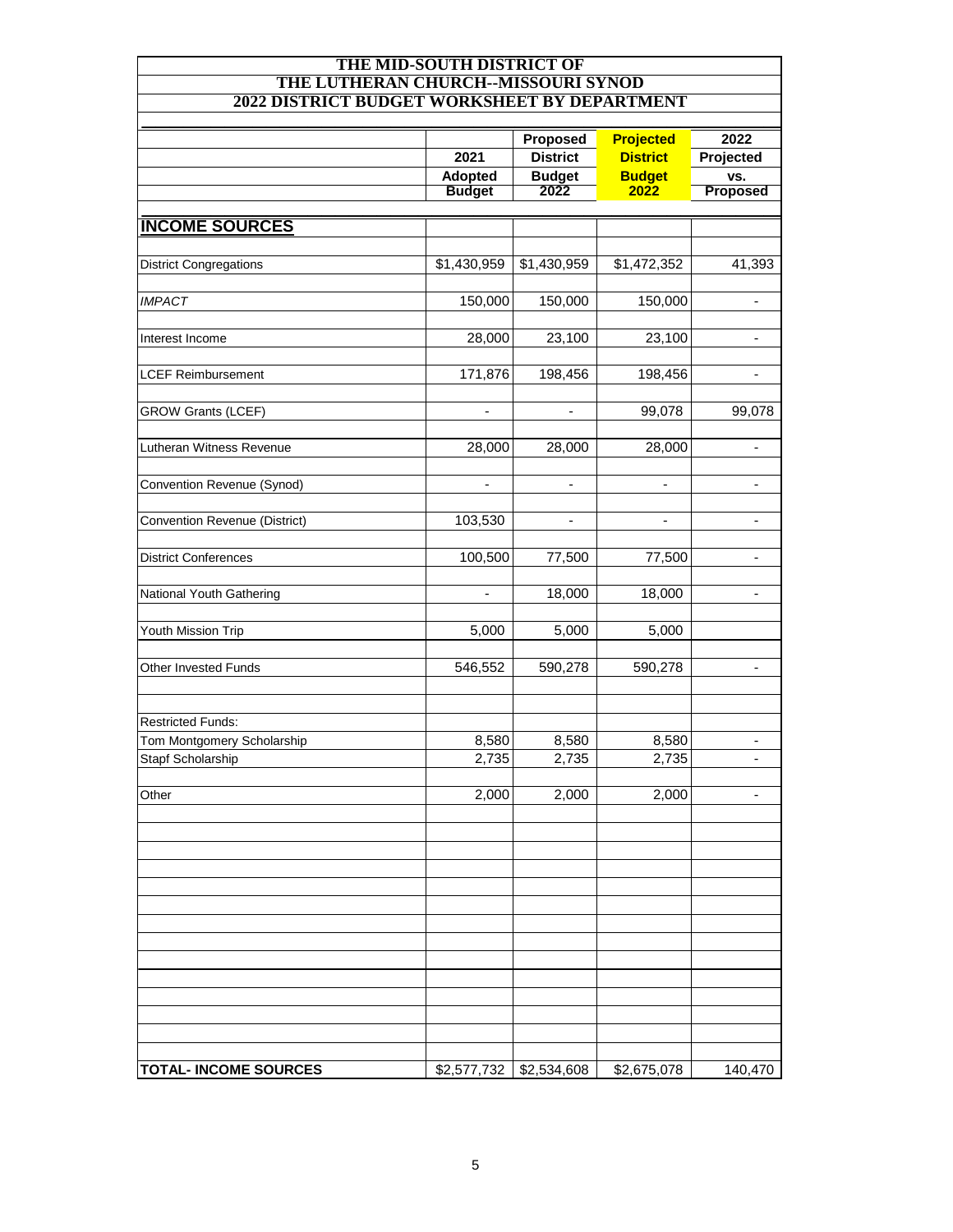# THE MID-SOUTH DISTRICT OF THE LUTHERAN CHURCH--MISSOURI SYNOD

## 2022 DISTRICT BUDGET WORKSHEET BY DEPARTMENT

| | 2021 Adopted Budget | Proposed District Budget 2022 | Projected District Budget 2022 | 2022 Projected vs. Proposed |
|---|---|---|---|---|
| **INCOME SOURCES** | | | | |
| District Congregations | $1,430,959 | $1,430,959 | $1,472,352 | 41,393 |
| *IMPACT* | 150,000 | 150,000 | 150,000 | - |
| Interest Income | 28,000 | 23,100 | 23,100 | - |
| LCEF Reimbursement | 171,876 | 198,456 | 198,456 | - |
| GROW Grants (LCEF) | - | - | 99,078 | 99,078 |
| Lutheran Witness Revenue | 28,000 | 28,000 | 28,000 | - |
| Convention Revenue (Synod) | - | - | - | - |
| Convention Revenue (District) | 103,530 | - | - | - |
| District Conferences | 100,500 | 77,500 | 77,500 | - |
| National Youth Gathering | - | 18,000 | 18,000 | - |
| Youth Mission Trip | 5,000 | 5,000 | 5,000 | |
| Other Invested Funds | 546,552 | 590,278 | 590,278 | - |
| Restricted Funds: | | | | |
| Tom Montgomery Scholarship | 8,580 | 8,580 | 8,580 | - |
| Stapf Scholarship | 2,735 | 2,735 | 2,735 | - |
| Other | 2,000 | 2,000 | 2,000 | - |
| **TOTAL- INCOME SOURCES** | $2,577,732 | $2,534,608 | $2,675,078 | 140,470 |